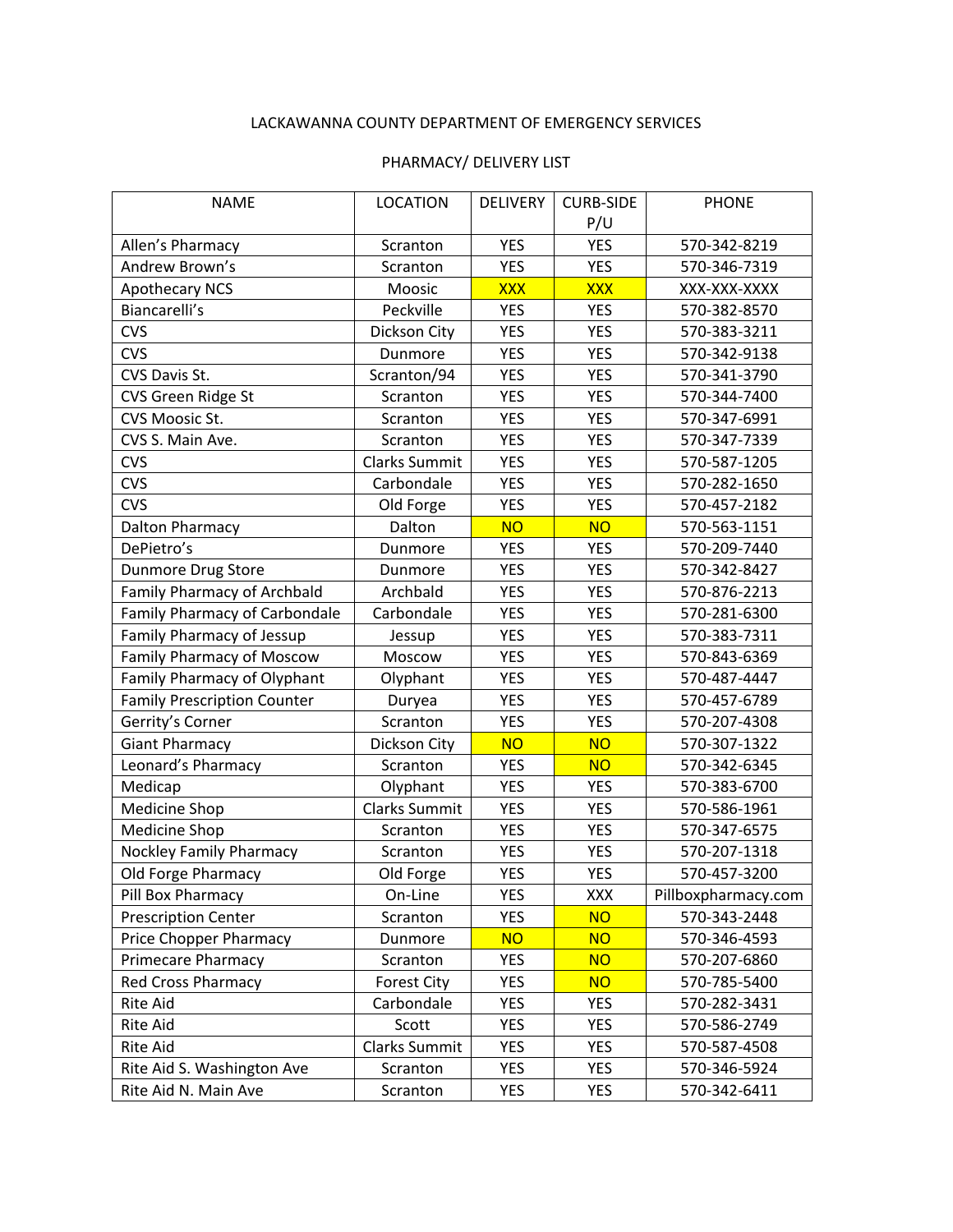LACKAWANNA COUNTY DEPARTMENT OF EMERGENCY SERVICES

PHARMACY/ DELIVERY LIST

| NAME | LOCATION | DELIVERY | CURB-SIDE P/U | PHONE |
|---|---|---|---|---|
| Allen's Pharmacy | Scranton | YES | YES | 570-342-8219 |
| Andrew Brown's | Scranton | YES | YES | 570-346-7319 |
| Apothecary NCS | Moosic | XXX | XXX | XXX-XXX-XXXX |
| Biancarelli's | Peckville | YES | YES | 570-382-8570 |
| CVS | Dickson City | YES | YES | 570-383-3211 |
| CVS | Dunmore | YES | YES | 570-342-9138 |
| CVS Davis St. | Scranton/94 | YES | YES | 570-341-3790 |
| CVS Green Ridge St | Scranton | YES | YES | 570-344-7400 |
| CVS Moosic St. | Scranton | YES | YES | 570-347-6991 |
| CVS S. Main Ave. | Scranton | YES | YES | 570-347-7339 |
| CVS | Clarks Summit | YES | YES | 570-587-1205 |
| CVS | Carbondale | YES | YES | 570-282-1650 |
| CVS | Old Forge | YES | YES | 570-457-2182 |
| Dalton Pharmacy | Dalton | NO | NO | 570-563-1151 |
| DePietro's | Dunmore | YES | YES | 570-209-7440 |
| Dunmore Drug Store | Dunmore | YES | YES | 570-342-8427 |
| Family Pharmacy of Archbald | Archbald | YES | YES | 570-876-2213 |
| Family Pharmacy of Carbondale | Carbondale | YES | YES | 570-281-6300 |
| Family Pharmacy of Jessup | Jessup | YES | YES | 570-383-7311 |
| Family Pharmacy of Moscow | Moscow | YES | YES | 570-843-6369 |
| Family Pharmacy of Olyphant | Olyphant | YES | YES | 570-487-4447 |
| Family Prescription Counter | Duryea | YES | YES | 570-457-6789 |
| Gerrity's Corner | Scranton | YES | YES | 570-207-4308 |
| Giant Pharmacy | Dickson City | NO | NO | 570-307-1322 |
| Leonard's Pharmacy | Scranton | YES | NO | 570-342-6345 |
| Medicap | Olyphant | YES | YES | 570-383-6700 |
| Medicine Shop | Clarks Summit | YES | YES | 570-586-1961 |
| Medicine Shop | Scranton | YES | YES | 570-347-6575 |
| Nockley Family Pharmacy | Scranton | YES | YES | 570-207-1318 |
| Old Forge Pharmacy | Old Forge | YES | YES | 570-457-3200 |
| Pill Box Pharmacy | On-Line | YES | XXX | Pillboxpharmacy.com |
| Prescription Center | Scranton | YES | NO | 570-343-2448 |
| Price Chopper Pharmacy | Dunmore | NO | NO | 570-346-4593 |
| Primecare Pharmacy | Scranton | YES | NO | 570-207-6860 |
| Red Cross Pharmacy | Forest City | YES | NO | 570-785-5400 |
| Rite Aid | Carbondale | YES | YES | 570-282-3431 |
| Rite Aid | Scott | YES | YES | 570-586-2749 |
| Rite Aid | Clarks Summit | YES | YES | 570-587-4508 |
| Rite Aid S. Washington Ave | Scranton | YES | YES | 570-346-5924 |
| Rite Aid N. Main Ave | Scranton | YES | YES | 570-342-6411 |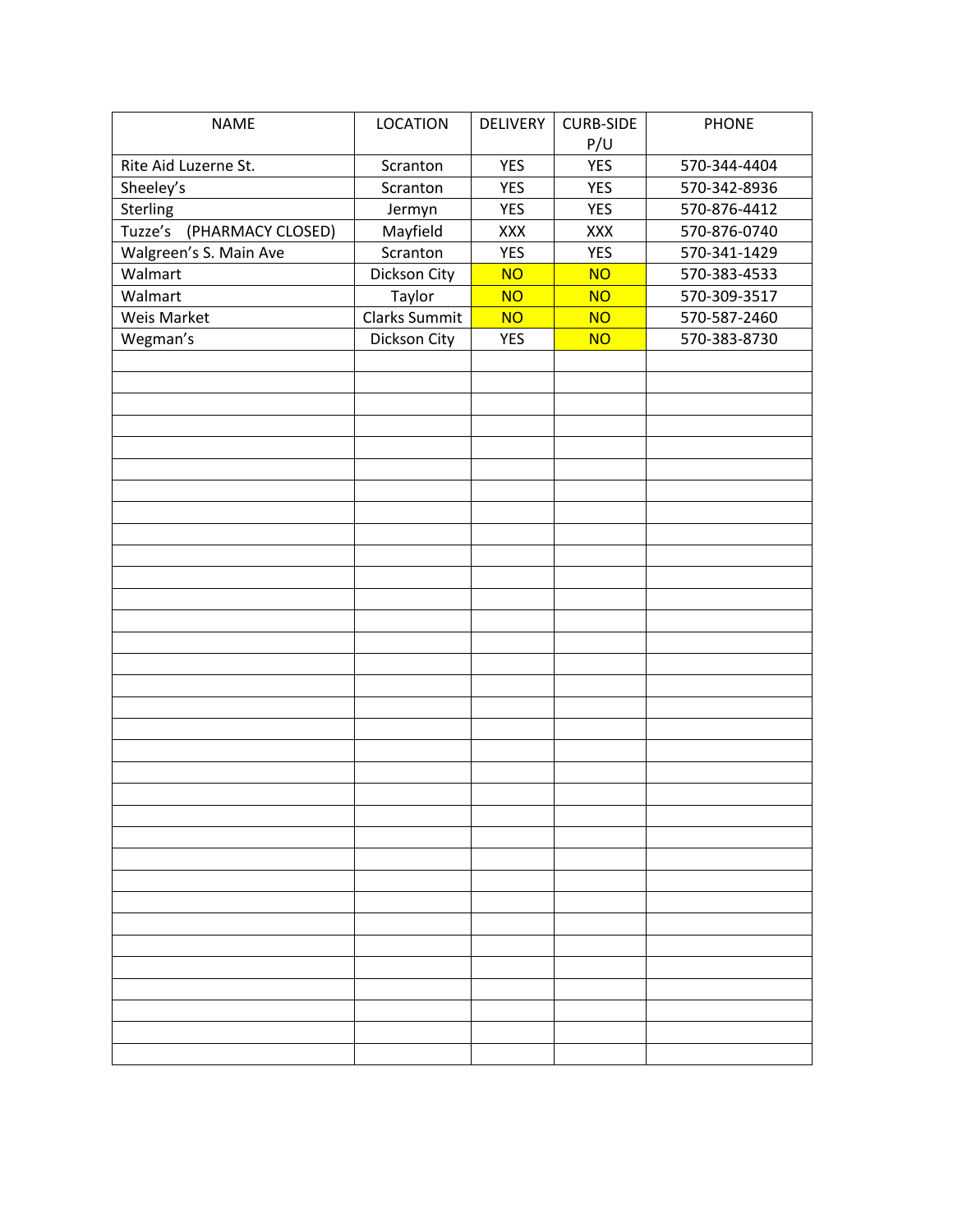| NAME | LOCATION | DELIVERY | CURB-SIDE P/U | PHONE |
|---|---|---|---|---|
| Rite Aid Luzerne St. | Scranton | YES | YES | 570-344-4404 |
| Sheeley's | Scranton | YES | YES | 570-342-8936 |
| Sterling | Jermyn | YES | YES | 570-876-4412 |
| Tuzze's (PHARMACY CLOSED) | Mayfield | XXX | XXX | 570-876-0740 |
| Walgreen's S. Main Ave | Scranton | YES | YES | 570-341-1429 |
| Walmart | Dickson City | NO | NO | 570-383-4533 |
| Walmart | Taylor | NO | NO | 570-309-3517 |
| Weis Market | Clarks Summit | NO | NO | 570-587-2460 |
| Wegman's | Dickson City | YES | NO | 570-383-8730 |